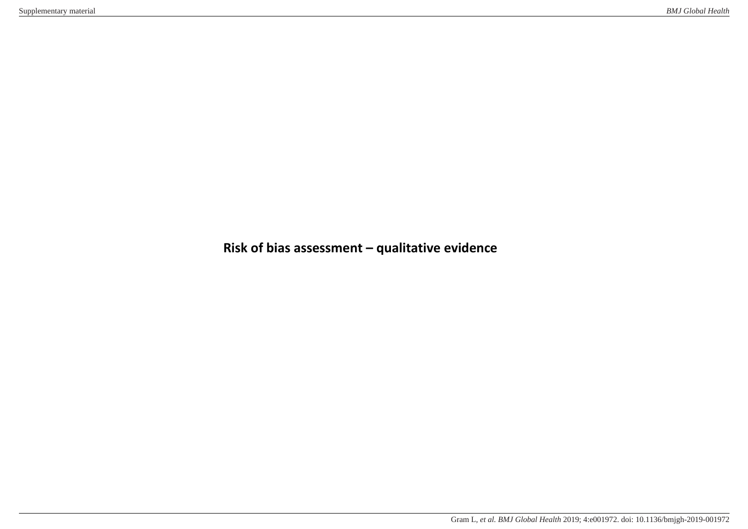# Risk of bias assessment – qualitative evidence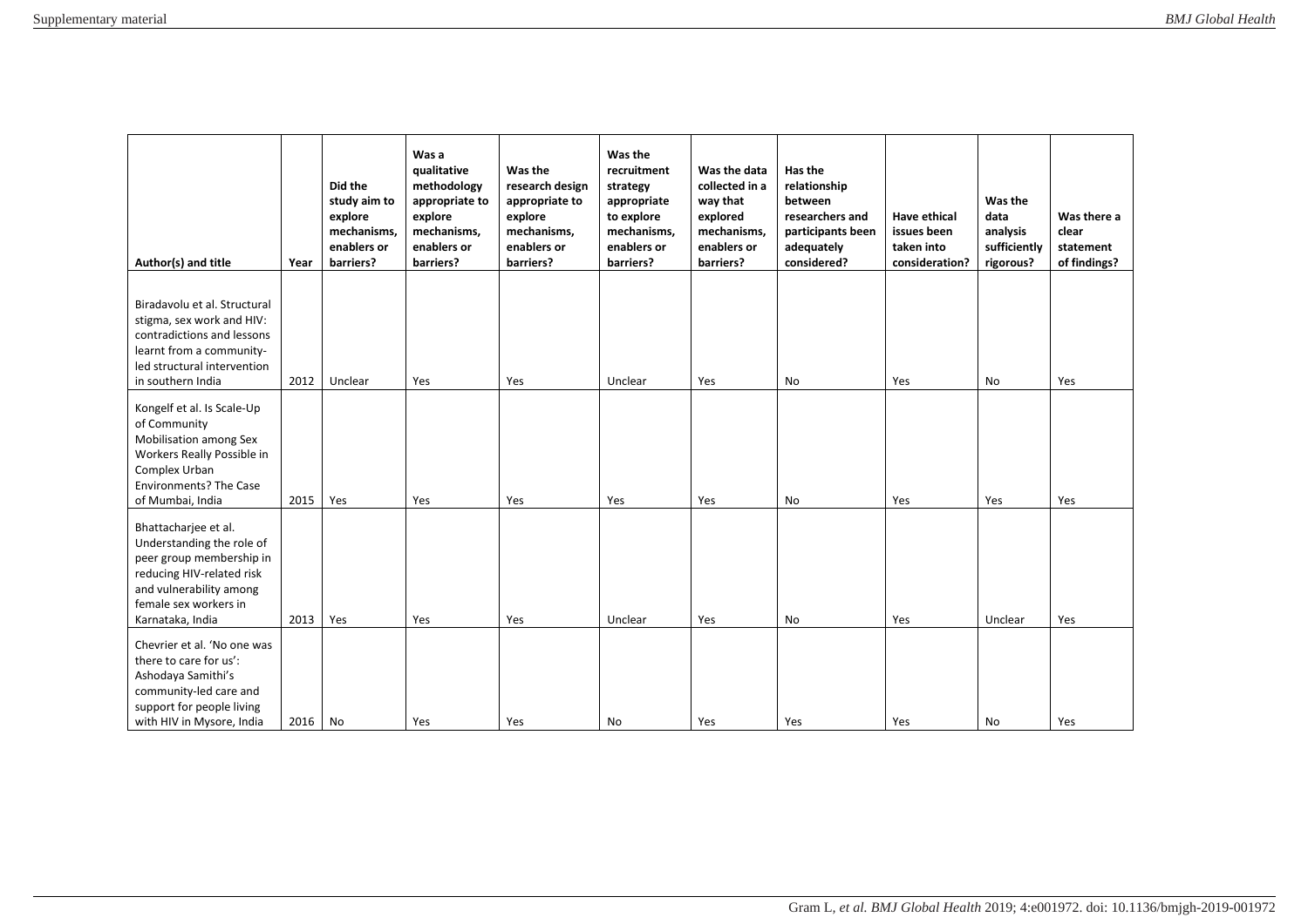| Author(s) and title | Year | Did the study aim to explore mechanisms, enablers or barriers? | Was a qualitative methodology appropriate to explore mechanisms, enablers or barriers? | Was the research design appropriate to explore mechanisms, enablers or barriers? | Was the recruitment strategy appropriate to explore mechanisms, enablers or barriers? | Was the data collected in a way that explored mechanisms, enablers or barriers? | Has the relationship between researchers and participants been adequately considered? | Have ethical issues been taken into consideration? | Was the data analysis sufficiently rigorous? | Was there a clear statement of findings? |
|---|---|---|---|---|---|---|---|---|---|---|
| Biradavolu et al. Structural stigma, sex work and HIV: contradictions and lessons learnt from a community-led structural intervention in southern India | 2012 | Unclear | Yes | Yes | Unclear | Yes | No | Yes | No | Yes |
| Kongelf et al. Is Scale-Up of Community Mobilisation among Sex Workers Really Possible in Complex Urban Environments? The Case of Mumbai, India | 2015 | Yes | Yes | Yes | Yes | Yes | No | Yes | Yes | Yes |
| Bhattacharjee et al. Understanding the role of peer group membership in reducing HIV-related risk and vulnerability among female sex workers in Karnataka, India | 2013 | Yes | Yes | Yes | Unclear | Yes | No | Yes | Unclear | Yes |
| Chevrier et al. 'No one was there to care for us': Ashodaya Samithi's community-led care and support for people living with HIV in Mysore, India | 2016 | No | Yes | Yes | No | Yes | Yes | Yes | No | Yes |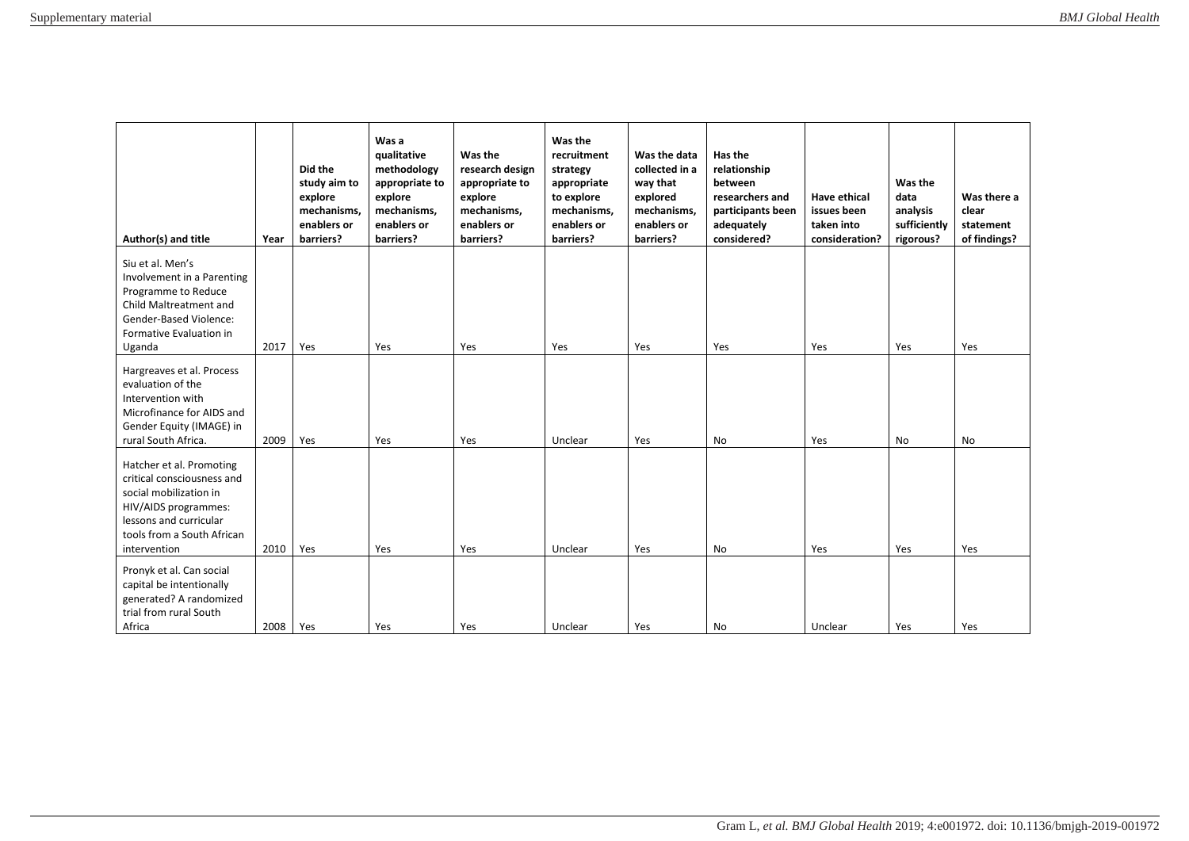| Author(s) and title | Year | Did the study aim to explore mechanisms, enablers or barriers? | Was a qualitative methodology appropriate to explore mechanisms, enablers or barriers? | Was the research design appropriate to explore mechanisms, enablers or barriers? | Was the recruitment strategy appropriate to explore mechanisms, enablers or barriers? | Was the data collected in a way that explored mechanisms, enablers or barriers? | Has the relationship between researchers and participants been adequately considered? | Have ethical issues been taken into consideration? | Was the data analysis sufficiently rigorous? | Was there a clear statement of findings? |
|---|---|---|---|---|---|---|---|---|---|---|
| Siu et al. Men's Involvement in a Parenting Programme to Reduce Child Maltreatment and Gender-Based Violence: Formative Evaluation in Uganda | 2017 | Yes | Yes | Yes | Yes | Yes | Yes | Yes | Yes | Yes |
| Hargreaves et al. Process evaluation of the Intervention with Microfinance for AIDS and Gender Equity (IMAGE) in rural South Africa. | 2009 | Yes | Yes | Yes | Unclear | Yes | No | Yes | No | No |
| Hatcher et al. Promoting critical consciousness and social mobilization in HIV/AIDS programmes: lessons and curricular tools from a South African intervention | 2010 | Yes | Yes | Yes | Unclear | Yes | No | Yes | Yes | Yes |
| Pronyk et al. Can social capital be intentionally generated? A randomized trial from rural South Africa | 2008 | Yes | Yes | Yes | Unclear | Yes | No | Unclear | Yes | Yes |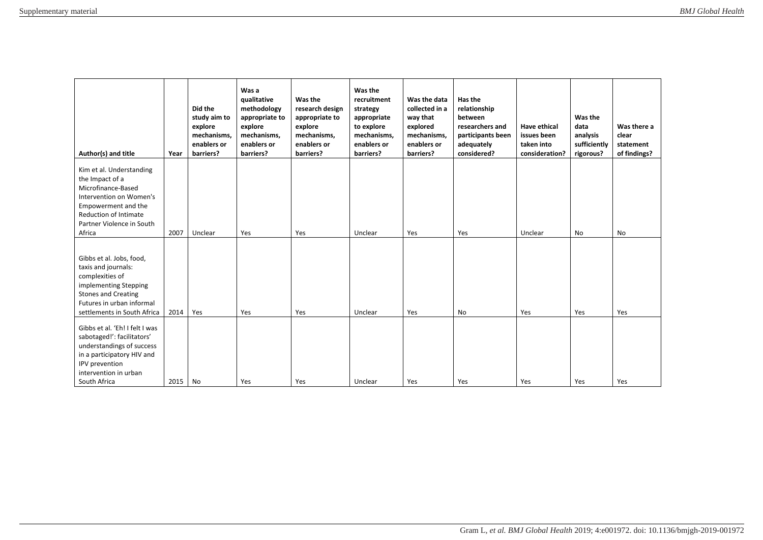| Author(s) and title | Year | Did the study aim to explore mechanisms, enablers or barriers? | Was a qualitative methodology appropriate to explore mechanisms, enablers or barriers? | Was the research design appropriate to explore mechanisms, enablers or barriers? | Was the recruitment strategy appropriate to explore mechanisms, enablers or barriers? | Was the data collected in a way that explored mechanisms, enablers or barriers? | Has the relationship between researchers and participants been adequately considered? | Have ethical issues been taken into consideration? | Was the data analysis sufficiently rigorous? | Was there a clear statement of findings? |
|---|---|---|---|---|---|---|---|---|---|---|
| Kim et al. Understanding the Impact of a Microfinance-Based Intervention on Women's Empowerment and the Reduction of Intimate Partner Violence in South Africa | 2007 | Unclear | Yes | Yes | Unclear | Yes | Yes | Unclear | No | No |
| Gibbs et al. Jobs, food, taxis and journals: complexities of implementing Stepping Stones and Creating Futures in urban informal settlements in South Africa | 2014 | Yes | Yes | Yes | Unclear | Yes | No | Yes | Yes | Yes |
| Gibbs et al. 'Eh! I felt I was sabotaged!': facilitators' understandings of success in a participatory HIV and IPV prevention intervention in urban South Africa | 2015 | No | Yes | Yes | Unclear | Yes | Yes | Yes | Yes | Yes |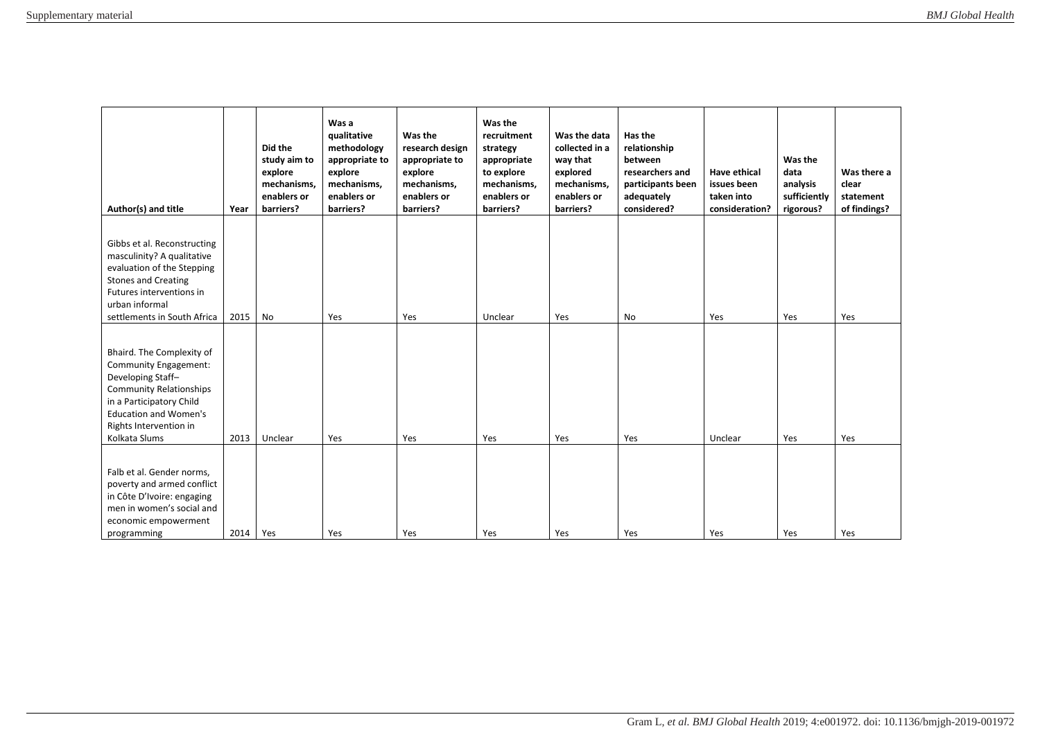| Author(s) and title | Year | Did the study aim to explore mechanisms, enablers or barriers? | Was a qualitative methodology appropriate to explore mechanisms, enablers or barriers? | Was the research design appropriate to explore mechanisms, enablers or barriers? | Was the recruitment strategy appropriate to explore mechanisms, enablers or barriers? | Was the data collected in a way that explored mechanisms, enablers or barriers? | Has the relationship between researchers and participants been adequately considered? | Have ethical issues been taken into consideration? | Was the data analysis sufficiently rigorous? | Was there a clear statement of findings? |
|---|---|---|---|---|---|---|---|---|---|---|
| Gibbs et al. Reconstructing masculinity? A qualitative evaluation of the Stepping Stones and Creating Futures interventions in urban informal settlements in South Africa | 2015 | No | Yes | Yes | Unclear | Yes | No | Yes | Yes | Yes |
| Bhaird. The Complexity of Community Engagement: Developing Staff–Community Relationships in a Participatory Child Education and Women's Rights Intervention in Kolkata Slums | 2013 | Unclear | Yes | Yes | Yes | Yes | Yes | Unclear | Yes | Yes |
| Falb et al. Gender norms, poverty and armed conflict in Côte D'Ivoire: engaging men in women's social and economic empowerment programming | 2014 | Yes | Yes | Yes | Yes | Yes | Yes | Yes | Yes | Yes |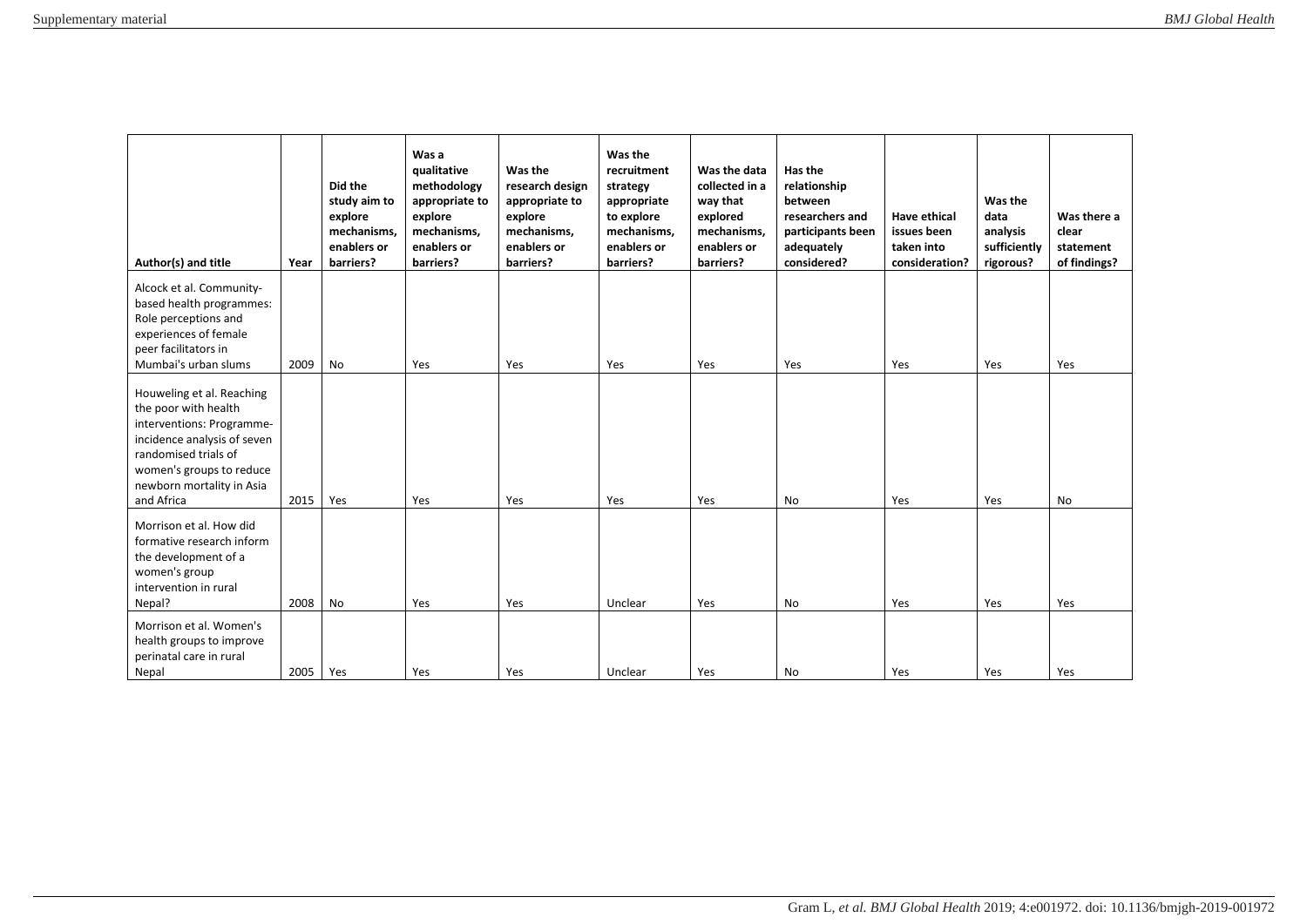| Author(s) and title | Year | Did the study aim to explore mechanisms, enablers or barriers? | Was a qualitative methodology appropriate to explore mechanisms, enablers or barriers? | Was the research design appropriate to explore mechanisms, enablers or barriers? | Was the recruitment strategy appropriate to explore mechanisms, enablers or barriers? | Was the data collected in a way that explored mechanisms, enablers or barriers? | Has the relationship between researchers and participants been adequately considered? | Have ethical issues been taken into consideration? | Was the data analysis sufficiently rigorous? | Was there a clear statement of findings? |
|---|---|---|---|---|---|---|---|---|---|---|
| Alcock et al. Community-based health programmes: Role perceptions and experiences of female peer facilitators in Mumbai's urban slums | 2009 | No | Yes | Yes | Yes | Yes | Yes | Yes | Yes | Yes |
| Houweling et al. Reaching the poor with health interventions: Programme-incidence analysis of seven randomised trials of women's groups to reduce newborn mortality in Asia and Africa | 2015 | Yes | Yes | Yes | Yes | Yes | No | Yes | Yes | No |
| Morrison et al. How did formative research inform the development of a women's group intervention in rural Nepal? | 2008 | No | Yes | Yes | Unclear | Yes | No | Yes | Yes | Yes |
| Morrison et al. Women's health groups to improve perinatal care in rural Nepal | 2005 | Yes | Yes | Yes | Unclear | Yes | No | Yes | Yes | Yes |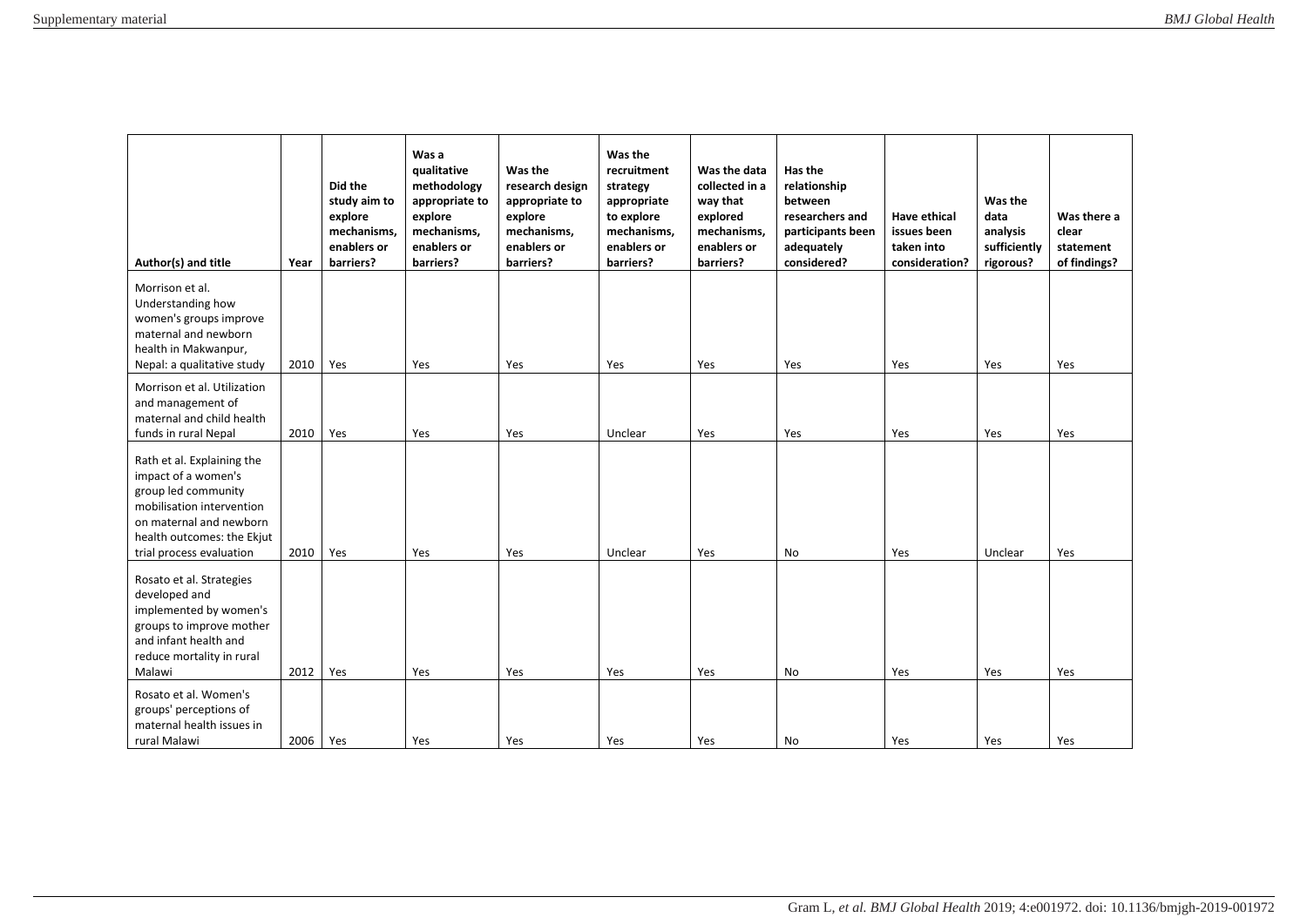| Author(s) and title | Year | Did the study aim to explore mechanisms, enablers or barriers? | Was a qualitative methodology appropriate to explore mechanisms, enablers or barriers? | Was the research design appropriate to explore mechanisms, enablers or barriers? | Was the recruitment strategy appropriate to explore mechanisms, enablers or barriers? | Was the data collected in a way that explored mechanisms, enablers or barriers? | Has the relationship between researchers and participants been adequately considered? | Have ethical issues been taken into consideration? | Was the data analysis sufficiently rigorous? | Was there a clear statement of findings? |
|---|---|---|---|---|---|---|---|---|---|---|
| Morrison et al. Understanding how women's groups improve maternal and newborn health in Makwanpur, Nepal: a qualitative study | 2010 | Yes | Yes | Yes | Yes | Yes | Yes | Yes | Yes | Yes |
| Morrison et al. Utilization and management of maternal and child health funds in rural Nepal | 2010 | Yes | Yes | Yes | Unclear | Yes | Yes | Yes | Yes | Yes |
| Rath et al. Explaining the impact of a women's group led community mobilisation intervention on maternal and newborn health outcomes: the Ekjut trial process evaluation | 2010 | Yes | Yes | Yes | Unclear | Yes | No | Yes | Unclear | Yes |
| Rosato et al. Strategies developed and implemented by women's groups to improve mother and infant health and reduce mortality in rural Malawi | 2012 | Yes | Yes | Yes | Yes | Yes | No | Yes | Yes | Yes |
| Rosato et al. Women's groups' perceptions of maternal health issues in rural Malawi | 2006 | Yes | Yes | Yes | Yes | Yes | No | Yes | Yes | Yes |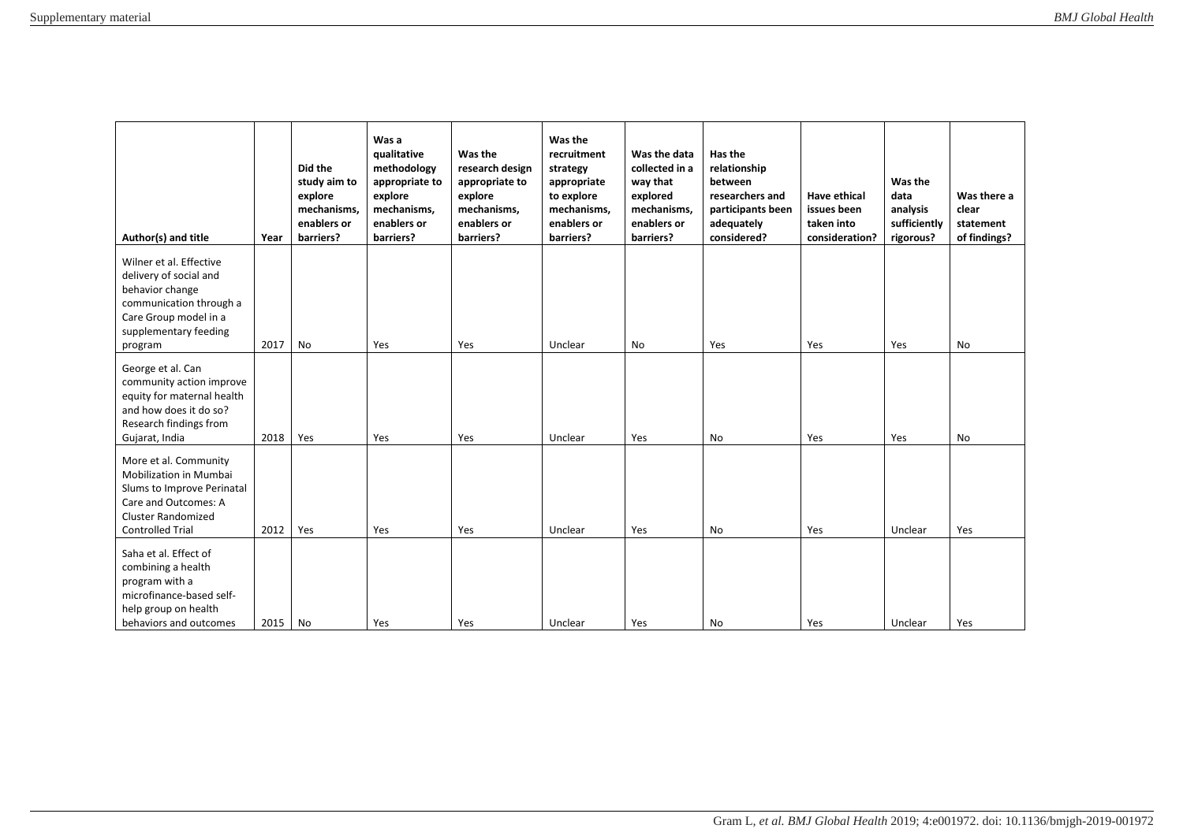| Author(s) and title | Year | Did the study aim to explore mechanisms, enablers or barriers? | Was a qualitative methodology appropriate to explore mechanisms, enablers or barriers? | Was the research design appropriate to explore mechanisms, enablers or barriers? | Was the recruitment strategy appropriate to explore mechanisms, enablers or barriers? | Was the data collected in a way that explored mechanisms, enablers or barriers? | Has the relationship between researchers and participants been adequately considered? | Have ethical issues been taken into consideration? | Was the data analysis sufficiently rigorous? | Was there a clear statement of findings? |
|---|---|---|---|---|---|---|---|---|---|---|
| Wilner et al. Effective delivery of social and behavior change communication through a Care Group model in a supplementary feeding program | 2017 | No | Yes | Yes | Unclear | No | Yes | Yes | Yes | No |
| George et al. Can community action improve equity for maternal health and how does it do so? Research findings from Gujarat, India | 2018 | Yes | Yes | Yes | Unclear | Yes | No | Yes | Yes | No |
| More et al. Community Mobilization in Mumbai Slums to Improve Perinatal Care and Outcomes: A Cluster Randomized Controlled Trial | 2012 | Yes | Yes | Yes | Unclear | Yes | No | Yes | Unclear | Yes |
| Saha et al. Effect of combining a health program with a microfinance-based self-help group on health behaviors and outcomes | 2015 | No | Yes | Yes | Unclear | Yes | No | Yes | Unclear | Yes |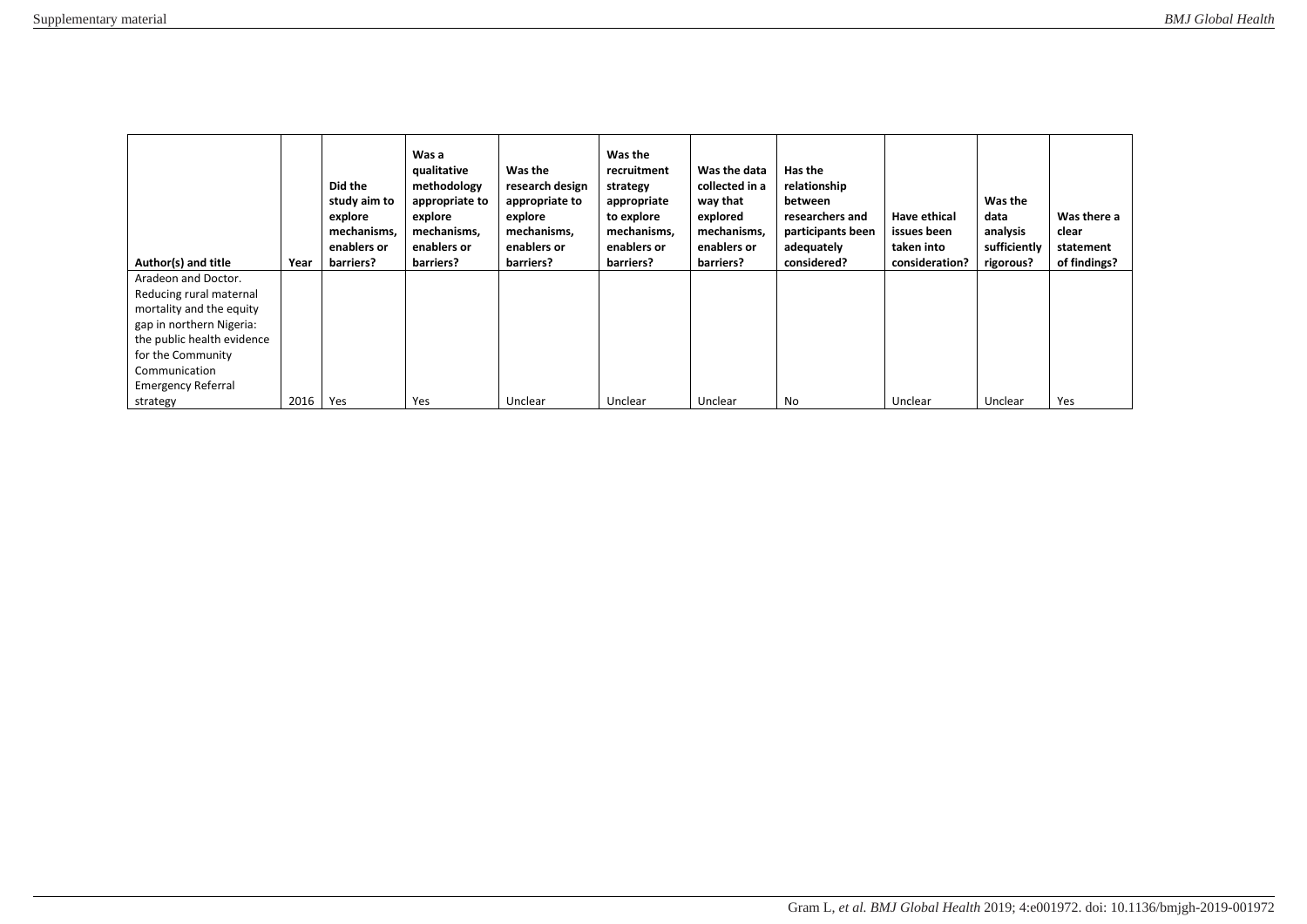| Author(s) and title | Year | Did the study aim to explore mechanisms, enablers or barriers? | Was a qualitative methodology appropriate to explore mechanisms, enablers or barriers? | Was the research design appropriate to explore mechanisms, enablers or barriers? | Was the recruitment strategy appropriate to explore mechanisms, enablers or barriers? | Was the data collected in a way that explored mechanisms, enablers or barriers? | Has the relationship between researchers and participants been adequately considered? | Have ethical issues been taken into consideration? | Was the data analysis sufficiently rigorous? | Was there a clear statement of findings? |
|---|---|---|---|---|---|---|---|---|---|---|
| Aradeon and Doctor. Reducing rural maternal mortality and the equity gap in northern Nigeria: the public health evidence for the Community Communication Emergency Referral strategy | 2016 | Yes | Yes | Unclear | Unclear | Unclear | No | Unclear | Unclear | Yes |